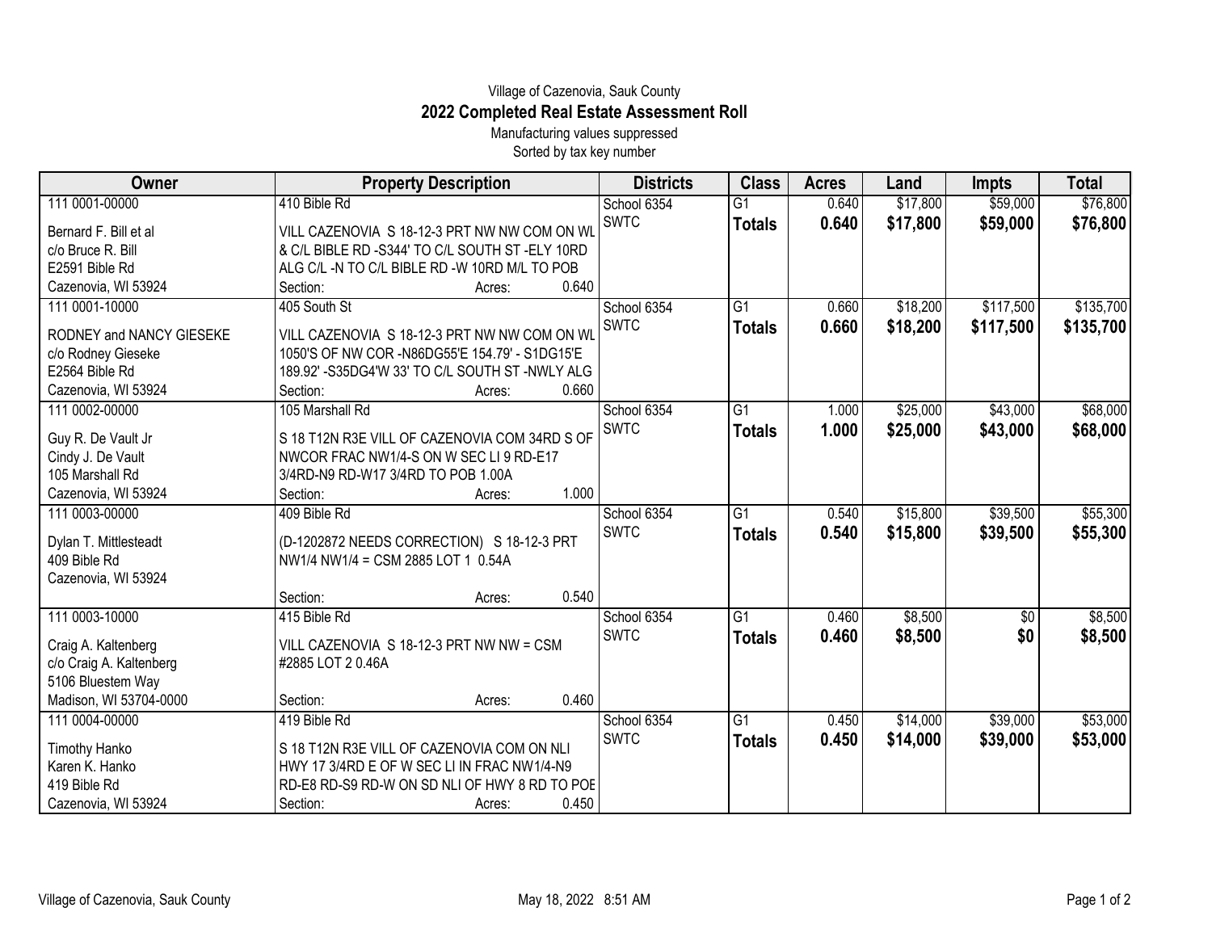Village of Cazenovia, Sauk County

# 2022 Completed Real Estate Assessment Roll

Manufacturing values suppressed

Sorted by tax key number

| Owner | Property Description | Districts | Class | Acres | Land | Impts | Total |
|---|---|---|---|---|---|---|---|
| 111 0001-00000 | 410 Bible Rd | School 6354 | G1 | 0.640 | $17,800 | $59,000 | $76,800 |
| Bernard F. Bill et al<br>c/o Bruce R. Bill<br>E2591 Bible Rd<br>Cazenovia, WI 53924 | VILL CAZENOVIA S 18-12-3 PRT NW NW COM ON WL & C/L BIBLE RD -S344' TO C/L SOUTH ST -ELY 10RD ALG C/L -N TO C/L BIBLE RD -W 10RD M/L TO POB<br>Section: Acres: 0.640 | SWTC | **Totals** | **0.640** | **$17,800** | **$59,000** | **$76,800** |
| 111 0001-10000 | 405 South St | School 6354 | G1 | 0.660 | $18,200 | $117,500 | $135,700 |
| RODNEY and NANCY GIESEKE<br>c/o Rodney Gieseke<br>E2564 Bible Rd<br>Cazenovia, WI 53924 | VILL CAZENOVIA S 18-12-3 PRT NW NW COM ON WL 1050'S OF NW COR -N86DG55'E 154.79' - S1DG15'E 189.92' -S35DG4'W 33' TO C/L SOUTH ST -NWLY ALG<br>Section: Acres: 0.660 | SWTC | **Totals** | **0.660** | **$18,200** | **$117,500** | **$135,700** |
| 111 0002-00000 | 105 Marshall Rd | School 6354 | G1 | 1.000 | $25,000 | $43,000 | $68,000 |
| Guy R. De Vault Jr<br>Cindy J. De Vault<br>105 Marshall Rd<br>Cazenovia, WI 53924 | S 18 T12N R3E VILL OF CAZENOVIA COM 34RD S OF NWCOR FRAC NW1/4-S ON W SEC LI 9 RD-E17 3/4RD-N9 RD-W17 3/4RD TO POB 1.00A<br>Section: Acres: 1.000 | SWTC | **Totals** | **1.000** | **$25,000** | **$43,000** | **$68,000** |
| 111 0003-00000 | 409 Bible Rd | School 6354 | G1 | 0.540 | $15,800 | $39,500 | $55,300 |
| Dylan T. Mittlesteadt<br>409 Bible Rd<br>Cazenovia, WI 53924 | (D-1202872 NEEDS CORRECTION) S 18-12-3 PRT NW1/4 NW1/4 = CSM 2885 LOT 1 0.54A<br>Section: Acres: 0.540 | SWTC | **Totals** | **0.540** | **$15,800** | **$39,500** | **$55,300** |
| 111 0003-10000 | 415 Bible Rd | School 6354 | G1 | 0.460 | $8,500 | $0 | $8,500 |
| Craig A. Kaltenberg<br>c/o Craig A. Kaltenberg<br>5106 Bluestem Way<br>Madison, WI 53704-0000 | VILL CAZENOVIA S 18-12-3 PRT NW NW = CSM #2885 LOT 2 0.46A<br>Section: Acres: 0.460 | SWTC | **Totals** | **0.460** | **$8,500** | **$0** | **$8,500** |
| 111 0004-00000 | 419 Bible Rd | School 6354 | G1 | 0.450 | $14,000 | $39,000 | $53,000 |
| Timothy Hanko<br>Karen K. Hanko<br>419 Bible Rd<br>Cazenovia, WI 53924 | S 18 T12N R3E VILL OF CAZENOVIA COM ON NLI HWY 17 3/4RD E OF W SEC LI IN FRAC NW1/4-N9 RD-E8 RD-S9 RD-W ON SD NLI OF HWY 8 RD TO POE<br>Section: Acres: 0.450 | SWTC | **Totals** | **0.450** | **$14,000** | **$39,000** | **$53,000** |

Village of Cazenovia, Sauk County    May 18, 2022 8:51 AM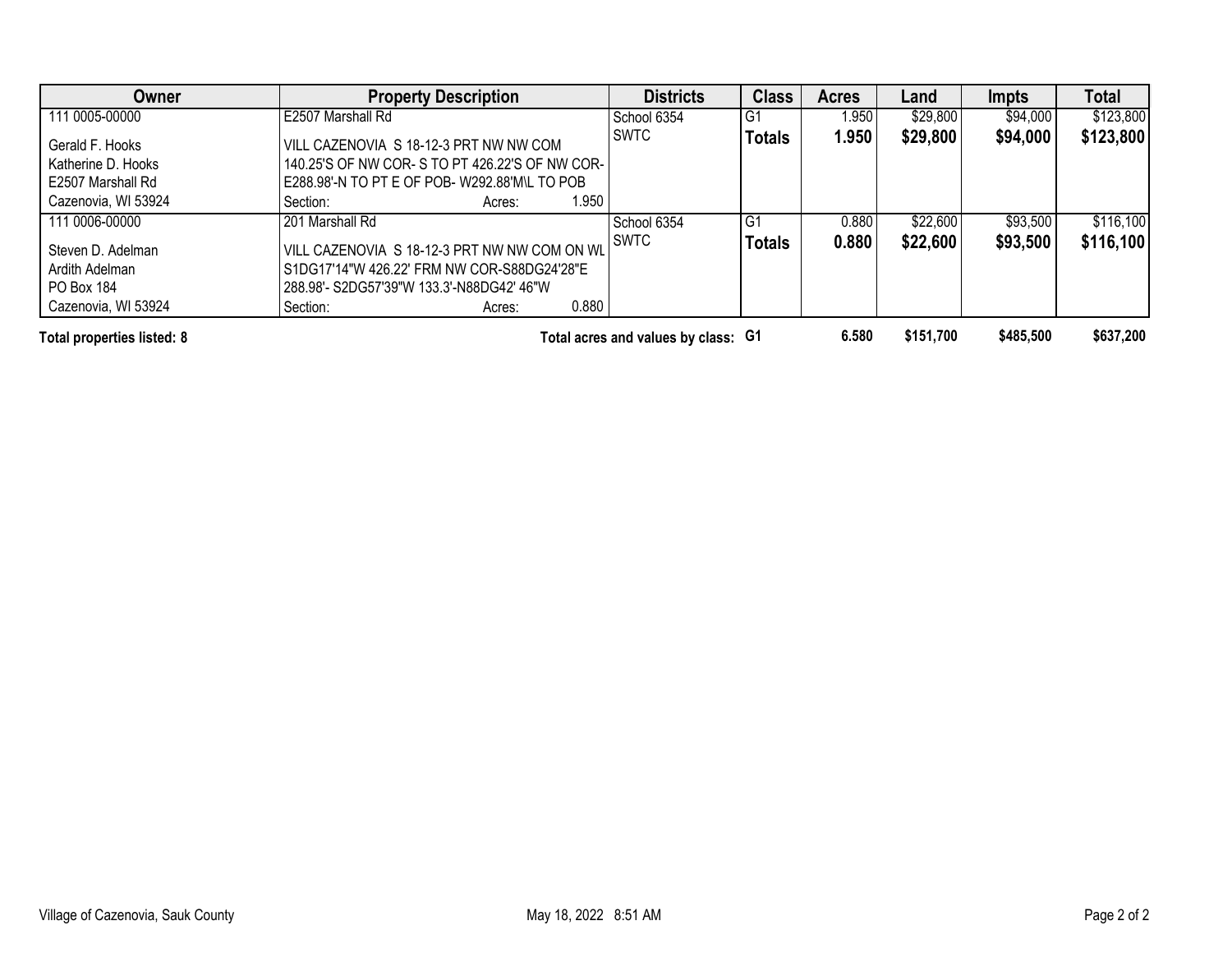| Owner | Property Description | Districts | Class | Acres | Land | Impts | Total |
|---|---|---|---|---|---|---|---|
| 111 0005-00000 | E2507 Marshall Rd | School 6354 | G1 | 1.950 | $29,800 | $94,000 | $123,800 |
| Gerald F. Hooks<br>Katherine D. Hooks<br>E2507 Marshall Rd<br>Cazenovia, WI 53924 | VILL CAZENOVIA S 18-12-3 PRT NW NW COM 140.25'S OF NW COR- S TO PT 426.22'S OF NW COR- E288.98'-N TO PT E OF POB- W292.88'M\L TO POB<br>Section: Acres: 1.950 | SWTC | **Totals** | **1.950** | **$29,800** | **$94,000** | **$123,800** |
| 111 0006-00000 | 201 Marshall Rd | School 6354 | G1 | 0.880 | $22,600 | $93,500 | $116,100 |
| Steven D. Adelman<br>Ardith Adelman<br>PO Box 184<br>Cazenovia, WI 53924 | VILL CAZENOVIA S 18-12-3 PRT NW NW COM ON WL S1DG17'14"W 426.22' FRM NW COR-S88DG24'28"E 288.98'- S2DG57'39"W 133.3'-N88DG42' 46"W<br>Section: Acres: 0.880 | SWTC | **Totals** | **0.880** | **$22,600** | **$93,500** | **$116,100** |

**Total properties listed: 8** | **Total acres and values by class: G1** | **6.580** | **$151,700** | **$485,500** | **$637,200**